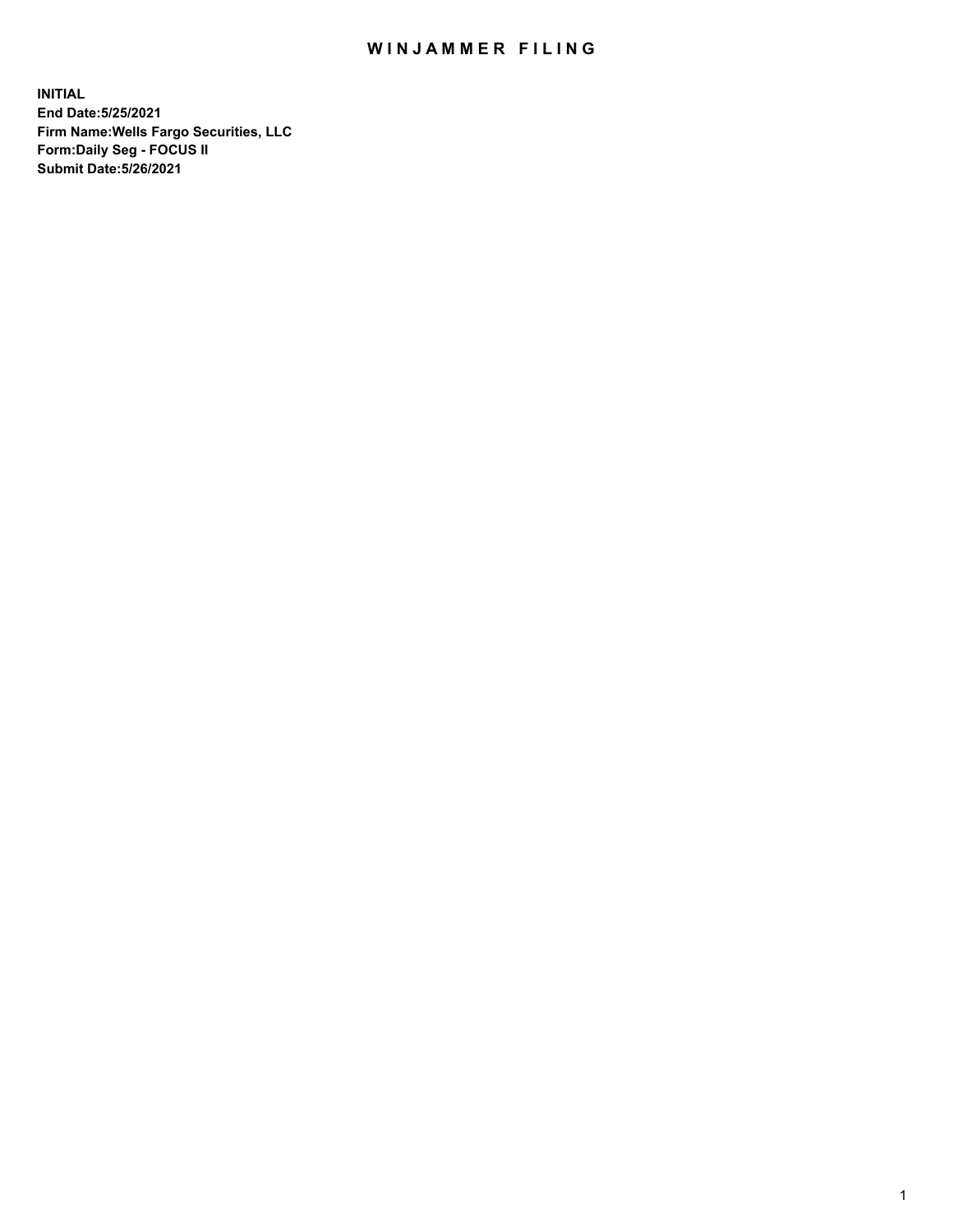# WINJAMMER FILING

**INITIAL**
**End Date:5/25/2021**
**Firm Name:Wells Fargo Securities, LLC**
**Form:Daily Seg - FOCUS II**
**Submit Date:5/26/2021**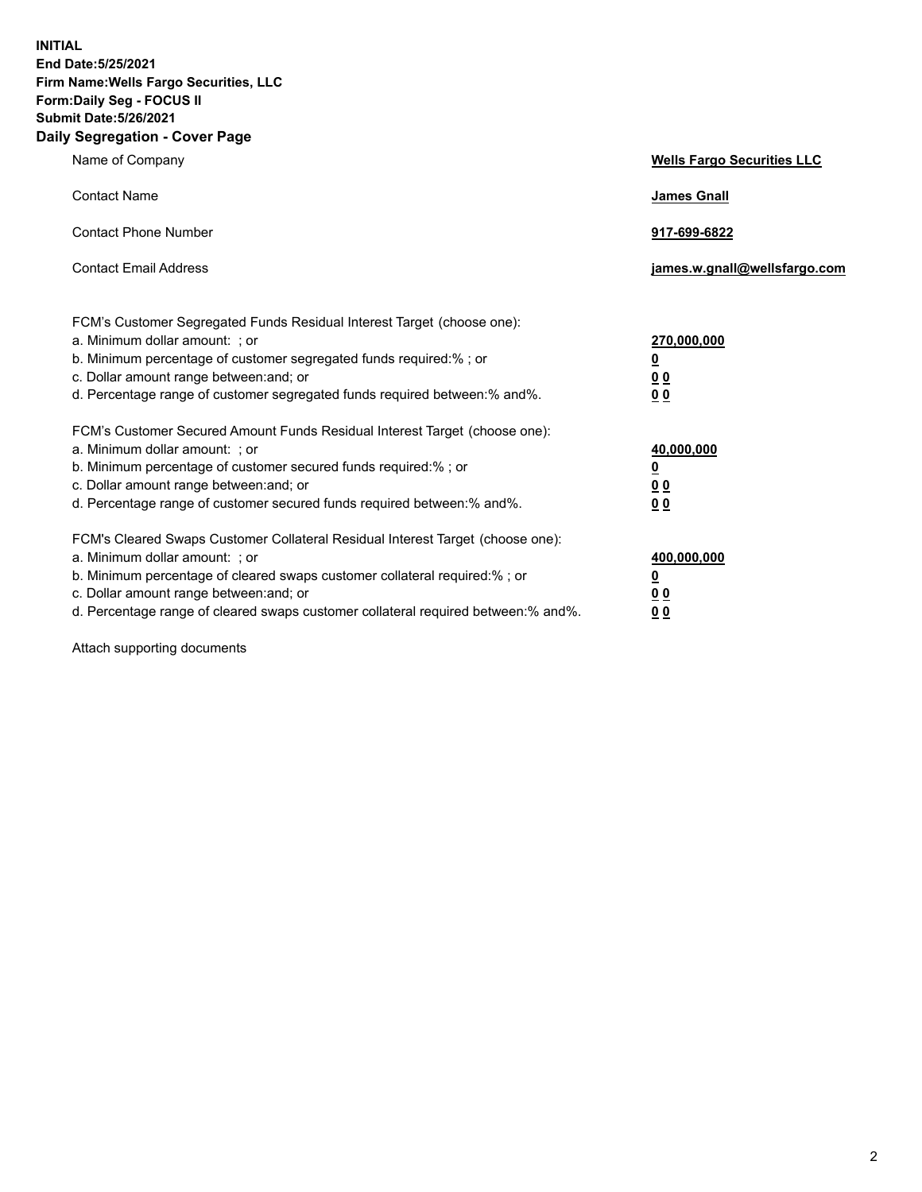**INITIAL**
**End Date:5/25/2021**
**Firm Name:Wells Fargo Securities, LLC**
**Form:Daily Seg - FOCUS II**
**Submit Date:5/26/2021**

## Daily Segregation - Cover Page

| | |
|---|---|
| Name of Company | **Wells Fargo Securities LLC** |
| Contact Name | **James Gnall** |
| Contact Phone Number | **917-699-6822** |
| Contact Email Address | **james.w.gnall@wellsfargo.com** |

FCM's Customer Segregated Funds Residual Interest Target (choose one):

| | |
|---|---|
| a. Minimum dollar amount: ; or | **270,000,000** |
| b. Minimum percentage of customer segregated funds required:% ; or | **0** |
| c. Dollar amount range between:and; or | **0 0** |
| d. Percentage range of customer segregated funds required between:% and%. | **0 0** |

FCM's Customer Secured Amount Funds Residual Interest Target (choose one):

| | |
|---|---|
| a. Minimum dollar amount: ; or | **40,000,000** |
| b. Minimum percentage of customer secured funds required:% ; or | **0** |
| c. Dollar amount range between:and; or | **0 0** |
| d. Percentage range of customer secured funds required between:% and%. | **0 0** |

FCM's Cleared Swaps Customer Collateral Residual Interest Target (choose one):

| | |
|---|---|
| a. Minimum dollar amount: ; or | **400,000,000** |
| b. Minimum percentage of cleared swaps customer collateral required:% ; or | **0** |
| c. Dollar amount range between:and; or | **0 0** |
| d. Percentage range of cleared swaps customer collateral required between:% and%. | **0 0** |

Attach supporting documents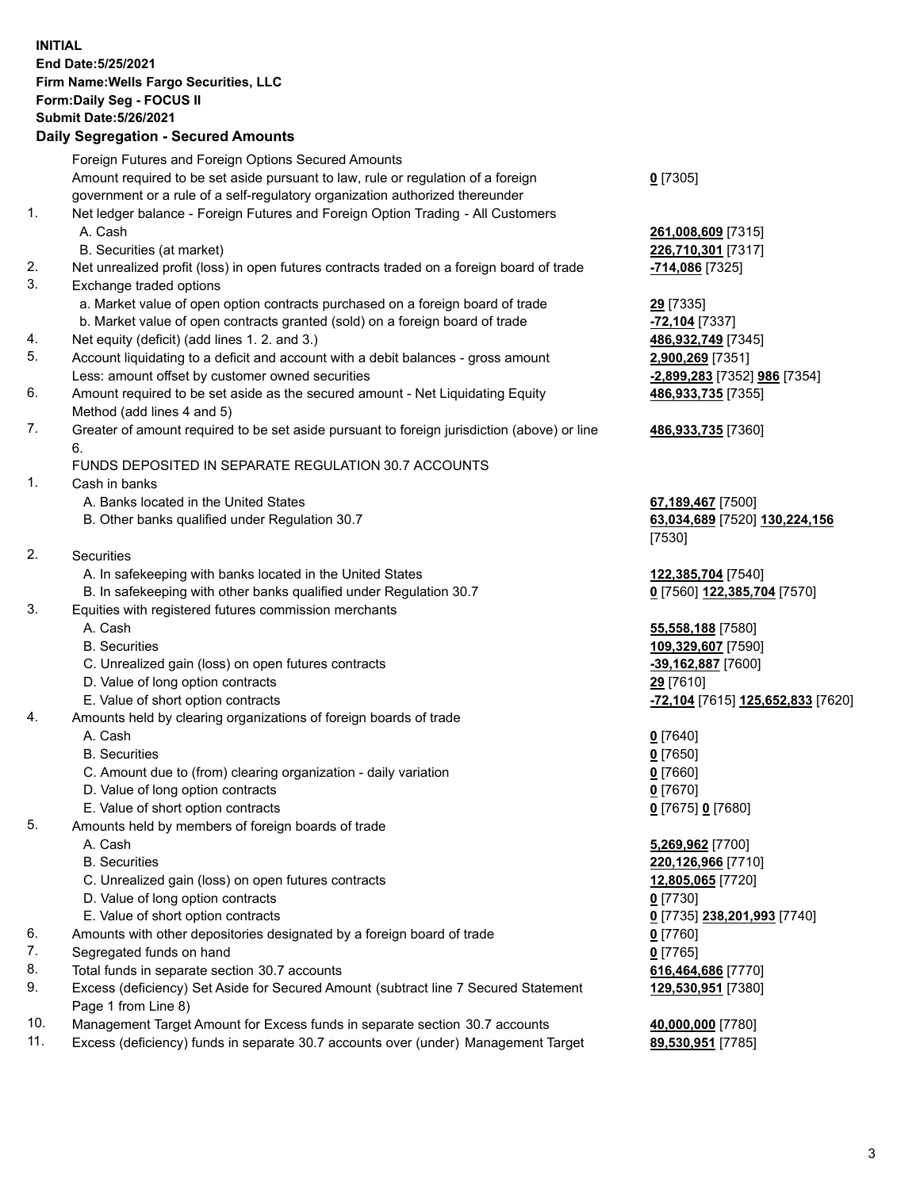**INITIAL**
**End Date:5/25/2021**
**Firm Name:Wells Fargo Securities, LLC**
**Form:Daily Seg - FOCUS II**
**Submit Date:5/26/2021**

**Daily Segregation - Secured Amounts**

| | | |
|---|---|---|
| | Foreign Futures and Foreign Options Secured Amounts | |
| | Amount required to be set aside pursuant to law, rule or regulation of a foreign government or a rule of a self-regulatory organization authorized thereunder | **0** [7305] |
| 1. | Net ledger balance - Foreign Futures and Foreign Option Trading - All Customers | |
| | A. Cash | **261,008,609** [7315] |
| | B. Securities (at market) | **226,710,301** [7317] |
| 2. | Net unrealized profit (loss) in open futures contracts traded on a foreign board of trade | **-714,086** [7325] |
| 3. | Exchange traded options | |
| | a. Market value of open option contracts purchased on a foreign board of trade | **29** [7335] |
| | b. Market value of open contracts granted (sold) on a foreign board of trade | **-72,104** [7337] |
| 4. | Net equity (deficit) (add lines 1. 2. and 3.) | **486,932,749** [7345] |
| 5. | Account liquidating to a deficit and account with a debit balances - gross amount | **2,900,269** [7351] |
| | Less: amount offset by customer owned securities | **-2,899,283** [7352] **986** [7354] |
| 6. | Amount required to be set aside as the secured amount - Net Liquidating Equity Method (add lines 4 and 5) | **486,933,735** [7355] |
| 7. | Greater of amount required to be set aside pursuant to foreign jurisdiction (above) or line 6. | **486,933,735** [7360] |
| | FUNDS DEPOSITED IN SEPARATE REGULATION 30.7 ACCOUNTS | |
| 1. | Cash in banks | |
| | A. Banks located in the United States | **67,189,467** [7500] |
| | B. Other banks qualified under Regulation 30.7 | **63,034,689** [7520] **130,224,156** [7530] |
| 2. | Securities | |
| | A. In safekeeping with banks located in the United States | **122,385,704** [7540] |
| | B. In safekeeping with other banks qualified under Regulation 30.7 | **0** [7560] **122,385,704** [7570] |
| 3. | Equities with registered futures commission merchants | |
| | A. Cash | **55,558,188** [7580] |
| | B. Securities | **109,329,607** [7590] |
| | C. Unrealized gain (loss) on open futures contracts | **-39,162,887** [7600] |
| | D. Value of long option contracts | **29** [7610] |
| | E. Value of short option contracts | **-72,104** [7615] **125,652,833** [7620] |
| 4. | Amounts held by clearing organizations of foreign boards of trade | |
| | A. Cash | **0** [7640] |
| | B. Securities | **0** [7650] |
| | C. Amount due to (from) clearing organization - daily variation | **0** [7660] |
| | D. Value of long option contracts | **0** [7670] |
| | E. Value of short option contracts | **0** [7675] **0** [7680] |
| 5. | Amounts held by members of foreign boards of trade | |
| | A. Cash | **5,269,962** [7700] |
| | B. Securities | **220,126,966** [7710] |
| | C. Unrealized gain (loss) on open futures contracts | **12,805,065** [7720] |
| | D. Value of long option contracts | **0** [7730] |
| | E. Value of short option contracts | **0** [7735] **238,201,993** [7740] |
| 6. | Amounts with other depositories designated by a foreign board of trade | **0** [7760] |
| 7. | Segregated funds on hand | **0** [7765] |
| 8. | Total funds in separate section 30.7 accounts | **616,464,686** [7770] |
| 9. | Excess (deficiency) Set Aside for Secured Amount (subtract line 7 Secured Statement Page 1 from Line 8) | **129,530,951** [7380] |
| 10. | Management Target Amount for Excess funds in separate section 30.7 accounts | **40,000,000** [7780] |
| 11. | Excess (deficiency) funds in separate 30.7 accounts over (under) Management Target | **89,530,951** [7785] |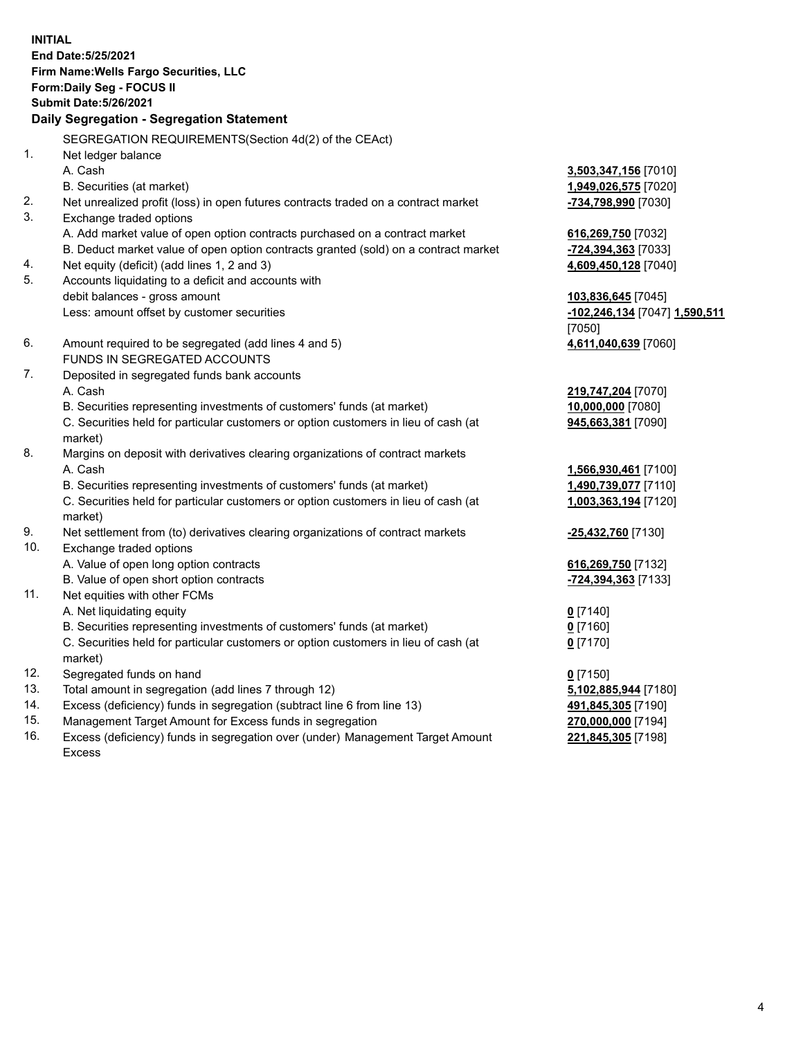**INITIAL**
**End Date:5/25/2021**
**Firm Name:Wells Fargo Securities, LLC**
**Form:Daily Seg - FOCUS II**
**Submit Date:5/26/2021**

**Daily Segregation - Segregation Statement**

SEGREGATION REQUIREMENTS(Section 4d(2) of the CEAct)

| | | |
|---|---|---|
| 1. | Net ledger balance | |
| | A. Cash | **3,503,347,156** [7010] |
| | B. Securities (at market) | **1,949,026,575** [7020] |
| 2. | Net unrealized profit (loss) in open futures contracts traded on a contract market | **-734,798,990** [7030] |
| 3. | Exchange traded options | |
| | A. Add market value of open option contracts purchased on a contract market | **616,269,750** [7032] |
| | B. Deduct market value of open option contracts granted (sold) on a contract market | **-724,394,363** [7033] |
| 4. | Net equity (deficit) (add lines 1, 2 and 3) | **4,609,450,128** [7040] |
| 5. | Accounts liquidating to a deficit and accounts with debit balances - gross amount | **103,836,645** [7045] |
| | Less: amount offset by customer securities | **-102,246,134** [7047] **1,590,511** [7050] |
| 6. | Amount required to be segregated (add lines 4 and 5) | **4,611,040,639** [7060] |
| | FUNDS IN SEGREGATED ACCOUNTS | |
| 7. | Deposited in segregated funds bank accounts | |
| | A. Cash | **219,747,204** [7070] |
| | B. Securities representing investments of customers' funds (at market) | **10,000,000** [7080] |
| | C. Securities held for particular customers or option customers in lieu of cash (at market) | **945,663,381** [7090] |
| 8. | Margins on deposit with derivatives clearing organizations of contract markets | |
| | A. Cash | **1,566,930,461** [7100] |
| | B. Securities representing investments of customers' funds (at market) | **1,490,739,077** [7110] |
| | C. Securities held for particular customers or option customers in lieu of cash (at market) | **1,003,363,194** [7120] |
| 9. | Net settlement from (to) derivatives clearing organizations of contract markets | **-25,432,760** [7130] |
| 10. | Exchange traded options | |
| | A. Value of open long option contracts | **616,269,750** [7132] |
| | B. Value of open short option contracts | **-724,394,363** [7133] |
| 11. | Net equities with other FCMs | |
| | A. Net liquidating equity | **0** [7140] |
| | B. Securities representing investments of customers' funds (at market) | **0** [7160] |
| | C. Securities held for particular customers or option customers in lieu of cash (at market) | **0** [7170] |
| 12. | Segregated funds on hand | **0** [7150] |
| 13. | Total amount in segregation (add lines 7 through 12) | **5,102,885,944** [7180] |
| 14. | Excess (deficiency) funds in segregation (subtract line 6 from line 13) | **491,845,305** [7190] |
| 15. | Management Target Amount for Excess funds in segregation | **270,000,000** [7194] |
| 16. | Excess (deficiency) funds in segregation over (under) Management Target Amount Excess | **221,845,305** [7198] |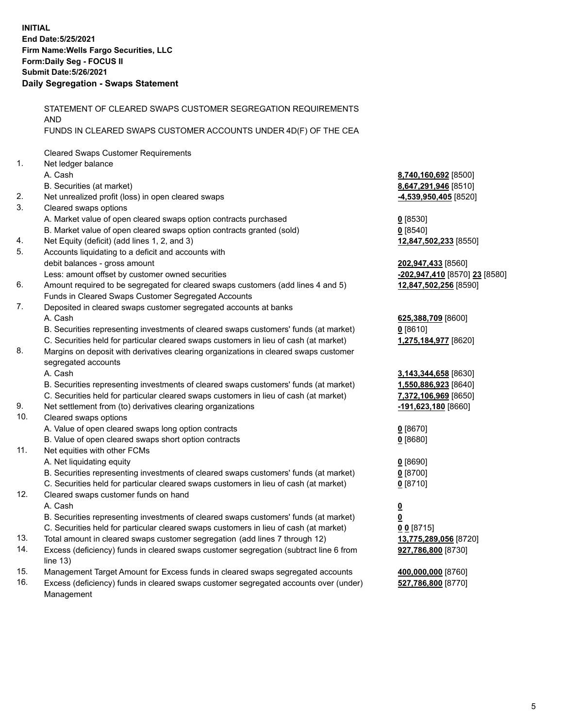**INITIAL**
**End Date:5/25/2021**
**Firm Name:Wells Fargo Securities, LLC**
**Form:Daily Seg - FOCUS II**
**Submit Date:5/26/2021**
**Daily Segregation - Swaps Statement**

STATEMENT OF CLEARED SWAPS CUSTOMER SEGREGATION REQUIREMENTS AND FUNDS IN CLEARED SWAPS CUSTOMER ACCOUNTS UNDER 4D(F) OF THE CEA

| | | |
|---|---|---|
| | Cleared Swaps Customer Requirements | |
| 1. | Net ledger balance | |
| | A. Cash | **8,740,160,692** [8500] |
| | B. Securities (at market) | **8,647,291,946** [8510] |
| 2. | Net unrealized profit (loss) in open cleared swaps | **-4,539,950,405** [8520] |
| 3. | Cleared swaps options | |
| | A. Market value of open cleared swaps option contracts purchased | **0** [8530] |
| | B. Market value of open cleared swaps option contracts granted (sold) | **0** [8540] |
| 4. | Net Equity (deficit) (add lines 1, 2, and 3) | **12,847,502,233** [8550] |
| 5. | Accounts liquidating to a deficit and accounts with debit balances - gross amount | **202,947,433** [8560] |
| | Less: amount offset by customer owned securities | **-202,947,410** [8570] **23** [8580] |
| 6. | Amount required to be segregated for cleared swaps customers (add lines 4 and 5) | **12,847,502,256** [8590] |
| | Funds in Cleared Swaps Customer Segregated Accounts | |
| 7. | Deposited in cleared swaps customer segregated accounts at banks | |
| | A. Cash | **625,388,709** [8600] |
| | B. Securities representing investments of cleared swaps customers' funds (at market) | **0** [8610] |
| | C. Securities held for particular cleared swaps customers in lieu of cash (at market) | **1,275,184,977** [8620] |
| 8. | Margins on deposit with derivatives clearing organizations in cleared swaps customer segregated accounts | |
| | A. Cash | **3,143,344,658** [8630] |
| | B. Securities representing investments of cleared swaps customers' funds (at market) | **1,550,886,923** [8640] |
| | C. Securities held for particular cleared swaps customers in lieu of cash (at market) | **7,372,106,969** [8650] |
| 9. | Net settlement from (to) derivatives clearing organizations | **-191,623,180** [8660] |
| 10. | Cleared swaps options | |
| | A. Value of open cleared swaps long option contracts | **0** [8670] |
| | B. Value of open cleared swaps short option contracts | **0** [8680] |
| 11. | Net equities with other FCMs | |
| | A. Net liquidating equity | **0** [8690] |
| | B. Securities representing investments of cleared swaps customers' funds (at market) | **0** [8700] |
| | C. Securities held for particular cleared swaps customers in lieu of cash (at market) | **0** [8710] |
| 12. | Cleared swaps customer funds on hand | |
| | A. Cash | **0** |
| | B. Securities representing investments of cleared swaps customers' funds (at market) | **0** |
| | C. Securities held for particular cleared swaps customers in lieu of cash (at market) | **0** **0** [8715] |
| 13. | Total amount in cleared swaps customer segregation (add lines 7 through 12) | **13,775,289,056** [8720] |
| 14. | Excess (deficiency) funds in cleared swaps customer segregation (subtract line 6 from line 13) | **927,786,800** [8730] |
| 15. | Management Target Amount for Excess funds in cleared swaps segregated accounts | **400,000,000** [8760] |
| 16. | Excess (deficiency) funds in cleared swaps customer segregated accounts over (under) Management | **527,786,800** [8770] |